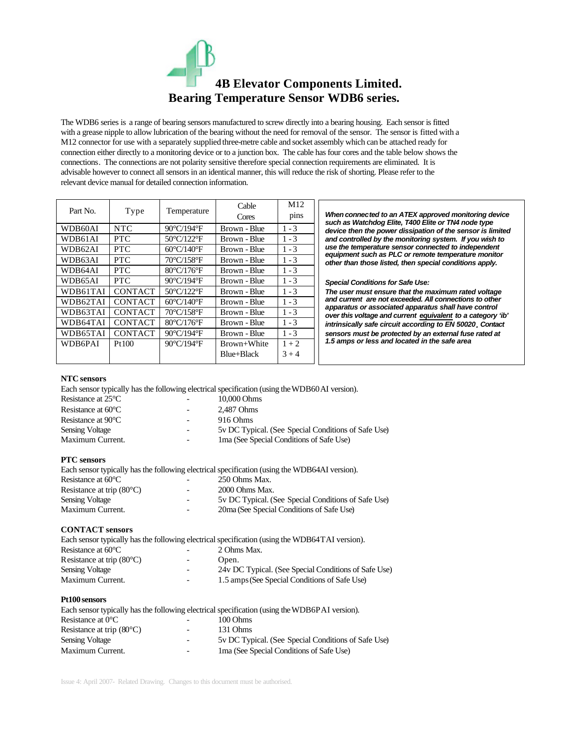# 4B Elevator Components Limited.

# Bearing Temperature Sensor WDB6 series.

The WDB6 series is a range of bearing sensors manufactured to screw directly into a bearing housing. Each sensor is fitted with a grease nipple to allow lubrication of the bearing without the need for removal of the sensor. The sensor is fitted with a M12 connector for use with a separately supplied three-metre cable and socket assembly which can be attached ready for connection either directly to a monitoring device or to a junction box. The cable has four cores and the table below shows the connections. The connections are not polarity sensitive therefore special connection requirements are eliminated. It is advisable however to connect all sensors in an identical manner, this will reduce the risk of shorting. Please refer to the relevant device manual for detailed connection information.

| Part No. | Type | Temperature | Cable Cores | M12 pins |
|---|---|---|---|---|
| WDB60AI | NTC | 90°C/194°F | Brown - Blue | 1 - 3 |
| WDB61AI | PTC | 50°C/122°F | Brown - Blue | 1 - 3 |
| WDB62AI | PTC | 60°C/140°F | Brown - Blue | 1 - 3 |
| WDB63AI | PTC | 70°C/158°F | Brown - Blue | 1 - 3 |
| WDB64AI | PTC | 80°C/176°F | Brown - Blue | 1 - 3 |
| WDB65AI | PTC | 90°C/194°F | Brown - Blue | 1 - 3 |
| WDB61TAI | CONTACT | 50°C/122°F | Brown - Blue | 1 - 3 |
| WDB62TAI | CONTACT | 60°C/140°F | Brown - Blue | 1 - 3 |
| WDB63TAI | CONTACT | 70°C/158°F | Brown - Blue | 1 - 3 |
| WDB64TAI | CONTACT | 80°C/176°F | Brown - Blue | 1 - 3 |
| WDB65TAI | CONTACT | 90°C/194°F | Brown - Blue | 1 - 3 |
| WDB6PAI | Pt100 | 90°C/194°F | Brown+White Blue+Black | 1 + 2 3 + 4 |

***When connected to an ATEX approved monitoring device such as Watchdog Elite, T400 Elite or TN4 node type device then the power dissipation of the sensor is limited and controlled by the monitoring system. If you wish to use the temperature sensor connected to independent equipment such as PLC or remote temperature monitor other than those listed, then special conditions apply.***

***Special Conditions for Safe Use:***

***The user must ensure that the maximum rated voltage and current are not exceeded. All connections to other apparatus or associated apparatus shall have control over this voltage and current <u>equivalent</u> to a category 'ib' intrinsically safe circuit according to EN 50020. Contact sensors must be protected by an external fuse rated at 1.5 amps or less and located in the safe area***

### NTC sensors

Each sensor typically has the following electrical specification (using the WDB60AI version).

| | | |
|---|---|---|
| Resistance at 25°C | - | 10,000 Ohms |
| Resistance at 60°C | - | 2,487 Ohms |
| Resistance at 90°C | - | 916 Ohms |
| Sensing Voltage | - | 5v DC Typical. (See Special Conditions of Safe Use) |
| Maximum Current. | - | 1ma (See Special Conditions of Safe Use) |

### PTC sensors

Each sensor typically has the following electrical specification (using the WDB64AI version).

| | | |
|---|---|---|
| Resistance at 60°C | - | 250 Ohms Max. |
| Resistance at trip (80°C) | - | 2000 Ohms Max. |
| Sensing Voltage | - | 5v DC Typical. (See Special Conditions of Safe Use) |
| Maximum Current. | - | 20ma (See Special Conditions of Safe Use) |

### CONTACT sensors

Each sensor typically has the following electrical specification (using the WDB64TAI version).

| | | |
|---|---|---|
| Resistance at 60°C | - | 2 Ohms Max. |
| Resistance at trip (80°C) | - | Open. |
| Sensing Voltage | - | 24v DC Typical. (See Special Conditions of Safe Use) |
| Maximum Current. | - | 1.5 amps (See Special Conditions of Safe Use) |

### Pt100 sensors

Each sensor typically has the following electrical specification (using the WDB6PAI version).

| | | |
|---|---|---|
| Resistance at 0°C | - | 100 Ohms |
| Resistance at trip (80°C) | - | 131 Ohms |
| Sensing Voltage | - | 5v DC Typical. (See Special Conditions of Safe Use) |
| Maximum Current. | - | 1ma (See Special Conditions of Safe Use) |

Issue 4: April 2007- Related Drawing. Changes to this document must be authorised.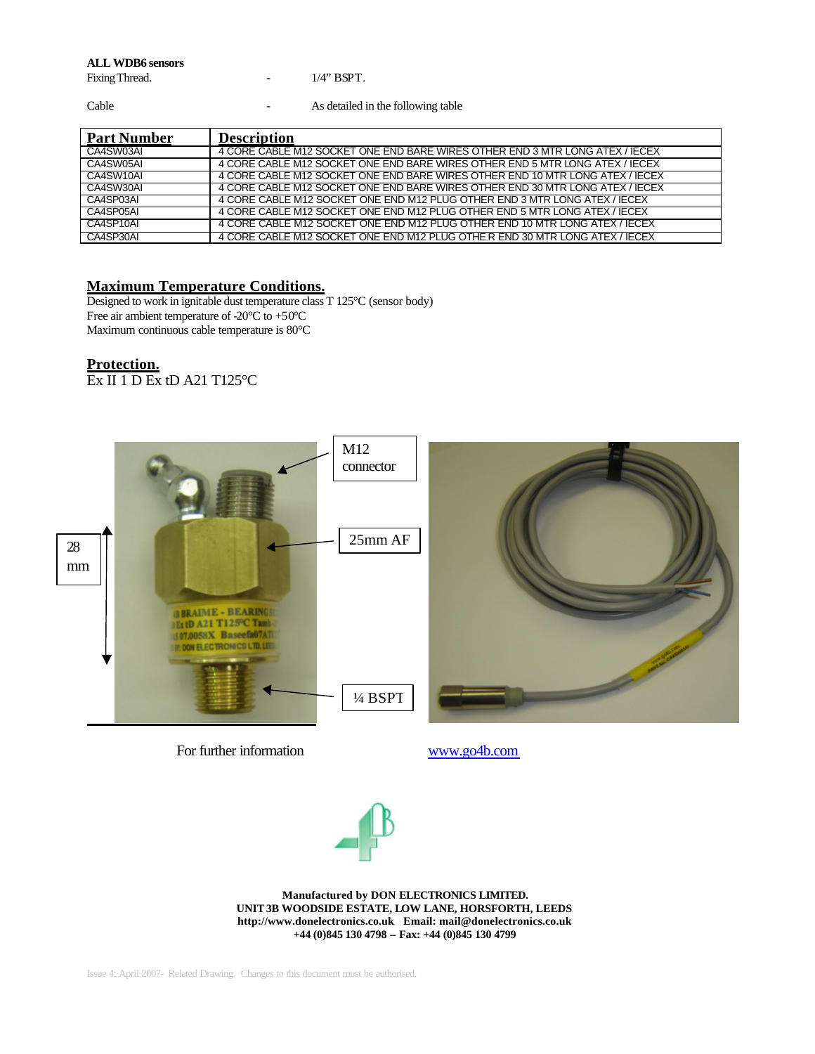**ALL WDB6 sensors**

Fixing Thread. - 1/4" BSPT.

Cable - As detailed in the following table

| Part Number | Description |
|---|---|
| CA4SW03AI | 4 CORE CABLE M12 SOCKET ONE END BARE WIRES OTHER END 3 MTR LONG ATEX / IECEX |
| CA4SW05AI | 4 CORE CABLE M12 SOCKET ONE END BARE WIRES OTHER END 5 MTR LONG ATEX / IECEX |
| CA4SW10AI | 4 CORE CABLE M12 SOCKET ONE END BARE WIRES OTHER END 10 MTR LONG ATEX / IECEX |
| CA4SW30AI | 4 CORE CABLE M12 SOCKET ONE END BARE WIRES OTHER END 30 MTR LONG ATEX / IECEX |
| CA4SP03AI | 4 CORE CABLE M12 SOCKET ONE END M12 PLUG OTHER END 3 MTR LONG ATEX / IECEX |
| CA4SP05AI | 4 CORE CABLE M12 SOCKET ONE END M12 PLUG OTHER END 5 MTR LONG ATEX / IECEX |
| CA4SP10AI | 4 CORE CABLE M12 SOCKET ONE END M12 PLUG OTHER END 10 MTR LONG ATEX / IECEX |
| CA4SP30AI | 4 CORE CABLE M12 SOCKET ONE END M12 PLUG OTHE R END 30 MTR LONG ATEX / IECEX |

## Maximum Temperature Conditions.

Designed to work in ignitable dust temperature class T 125°C (sensor body)
Free air ambient temperature of -20°C to +50°C
Maximum continuous cable temperature is 80°C

## Protection.

Ex II 1 D Ex tD A21 T125°C

M12 connector

25mm AF

28 mm

¼ BSPT

For further information www.go4b.com

**Manufactured by DON ELECTRONICS LIMITED.**
**UNIT 3B WOODSIDE ESTATE, LOW LANE, HORSFORTH, LEEDS**
**http://www.donelectronics.co.uk Email: mail@donelectronics.co.uk**
**+44 (0)845 130 4798 – Fax: +44 (0)845 130 4799**

Issue 4: April 2007- Related Drawing. Changes to this document must be authorised.